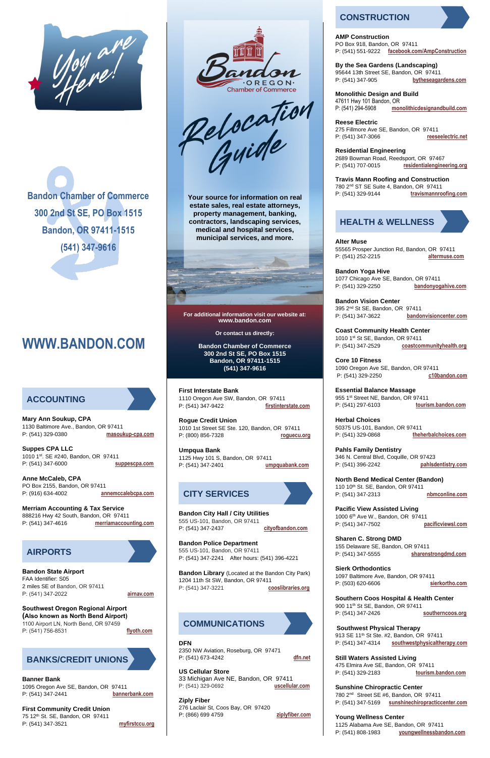*You are Here!*

**Bandon Chamber of Commerce**
**300 2nd St SE, PO Box 1515**
**Bandon, OR 97411-1515**
**(541) 347-9616**

# WWW.BANDON.COM

## ACCOUNTING

**Mary Ann Soukup, CPA**
1130 Baltimore Ave., Bandon, OR 97411
P: (541) 329-0380 masoukup-cpa.com

**Suppes CPA LLC**
1010 1st. SE #240, Bandon, OR 97411
P: (541) 347-6000 suppescpa.com

**Anne McCaleb, CPA**
PO Box 2155, Bandon, OR 97411
P: (916) 634-4002 annemccalebcpa.com

**Merriam Accounting & Tax Service**
888216 Hwy 42 South, Bandon, OR 97411
P: (541) 347-4616 merriamaccounting.com

## AIRPORTS

**Bandon State Airport**
FAA Identifier: S05
2 miles SE of Bandon, OR 97411
P: (541) 347-2022 airnav.com

**Southwest Oregon Regional Airport (Also known as North Bend Airport)**
1100 Airport LN, North Bend, OR 97459
P: (541) 756-8531 flyoth.com

## BANKS/CREDIT UNIONS

**Banner Bank**
1095 Oregon Ave SE, Bandon, OR 97411
P: (541) 347-2441 bannerbank.com

**First Community Credit Union**
75 12th St. SE, Bandon, OR 97411
P: (541) 347-3521 myfirstccu.org

# Bandon OREGON Chamber of Commerce
# Relocation Guide

**Your source for information on real estate sales, real estate attorneys, property management, banking, contractors, landscaping services, medical and hospital services, municipal services, and more.**

**For additional information visit our website at: www.bandon.com**

**Or contact us directly:**

**Bandon Chamber of Commerce**
**300 2nd St SE, PO Box 1515**
**Bandon, OR 97411-1515**
**(541) 347-9616**

**First Interstate Bank**
1110 Oregon Ave SW, Bandon, OR 97411
P: (541) 347-9422 firstinterstate.com

**Rogue Credit Union**
1010 1st St SE Ste. 120, Bandon, OR 97411
P: (800) 856-7328 roguecu.org

**Umpqua Bank**
1125 Hwy 101 S, Bandon, OR 97411
P: (541) 347-2401 umpquabank.com

## CITY SERVICES

**Bandon City Hall / City Utilities**
555 US-101, Bandon, OR 97411
P: (541) 347-2437 cityofbandon.com

**Bandon Police Department**
555 US-101, Bandon, OR 97411
P: (541) 347-2241 After hours: (541) 396-4221

**Bandon Library** (Located at the Bandon City Park)
1204 11th St SW, Bandon, OR 97411
P: (541) 347-3221 cooslibraries.org

## COMMUNICATIONS

**DFN**
2350 NW Aviation, Roseburg, OR 97471
P: (541) 673-4242 dfn.net

**US Cellular Store**
33 Michigan Ave NE, Bandon, OR 97411
P: (541) 329-0692 uscellular.com

**Ziply Fiber**
276 Laclair St, Coos Bay, OR 97420
P: (866) 699 4759 ziplyfiber.com

## CONSTRUCTION

**AMP Construction**
PO Box 918, Bandon, OR 97411
P: (541) 551-9222 facebook.com/AmpConstruction

**By the Sea Gardens (Landscaping)**
95644 13th Street SE, Bandon, OR 97411
P: (541) 347-905 bytheseagardens.com

**Monolithic Design and Build**
47611 Hwy 101 Bandon, OR
P: (541) 294-5908 monolithicdesignandbuild.com

**Reese Electric**
275 Fillmore Ave SE, Bandon, OR 97411
P: (541) 347-3066 reeseelectric.net

**Residential Engineering**
2689 Bowman Road, Reedsport, OR 97467
P: (541) 707-0015 residentialengineering.org

**Travis Mann Roofing and Construction**
780 2nd ST SE Suite 4, Bandon, OR 97411
P: (541) 329-9144 travismannroofing.com

## HEALTH & WELLNESS

**Alter Muse**
55565 Prosper Junction Rd, Bandon, OR 97411
P: (541) 252-2215 altermuse.com

**Bandon Yoga Hive**
1077 Chicago Ave SE, Bandon, OR 97411
P: (541) 329-2250 bandonyogahive.com

**Bandon Vision Center**
395 2nd St SE, Bandon, OR 97411
P: (541) 347-3622 bandonvisioncenter.com

**Coast Community Health Center**
1010 1st St SE, Bandon, OR 97411
P: (541) 347-2529 coastcommunityhealth.org

**Core 10 Fitness**
1090 Oregon Ave SE, Bandon, OR 97411
P: (541) 329-2250 c10bandon.com

**Essential Balance Massage**
955 1st Street NE, Bandon, OR 97411
P: (541) 297-6103 tourism.bandon.com

**Herbal Choices**
50375 US-101, Bandon, OR 97411
P: (541) 329-0868 theherbalchoices.com

**Pahls Family Dentistry**
346 N. Central Blvd, Coquille, OR 97423
P: (541) 396-2242 pahlsdentistry.com

**North Bend Medical Center (Bandon)**
110 10th St. SE, Bandon, OR 97411
P: (541) 347-2313 nbmconline.com

**Pacific View Assisted Living**
1000 6th Ave W., Bandon, OR 97411
P: (541) 347-7502 pacificviewsl.com

**Sharen C. Strong DMD**
155 Delaware SE, Bandon, OR 97411
P: (541) 347-5555 sharenstrongdmd.com

**Sierk Orthodontics**
1097 Baltimore Ave, Bandon, OR 97411
P: (503) 620-6606 sierkortho.com

**Southern Coos Hospital & Health Center**
900 11th St SE, Bandon, OR 97411
P: (541) 347-2426 southerncoos.org

**Southwest Physical Therapy**
913 SE 11th St Ste. #2, Bandon, OR 97411
P: (541) 347-4314 southwestphysicaltherapy.com

**Still Waters Assisted Living**
475 Elmira Ave SE, Bandon, OR 97411
P: (541) 329-2183 tourism.bandon.com

**Sunshine Chiropractic Center**
780 2nd Street SE #6, Bandon, OR 97411
P: (541) 347-5169 sunshinechiropracticcenter.com

**Young Wellness Center**
1125 Alabama Ave SE, Bandon, OR 97411
P: (541) 808-1983 youngwellnessbandon.com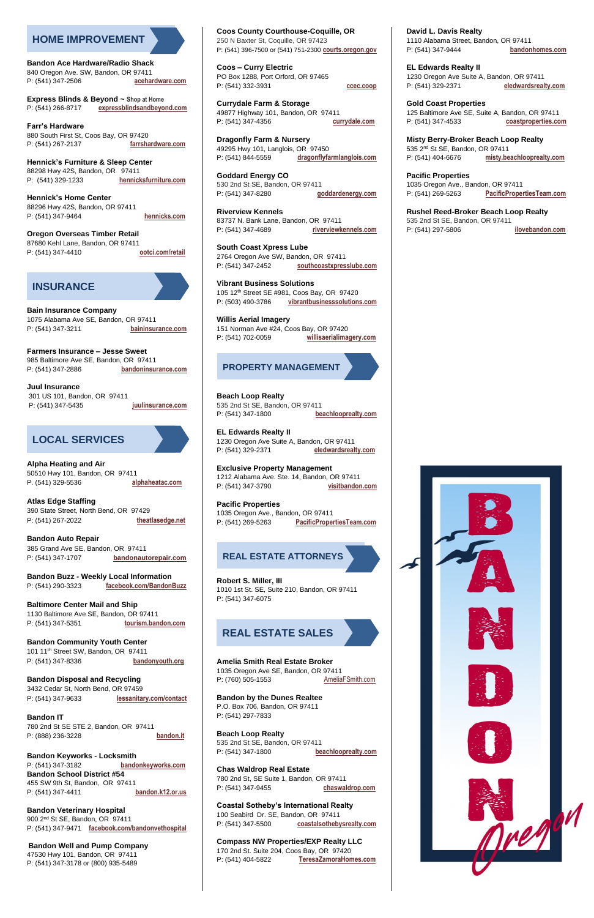## HOME IMPROVEMENT

**Bandon Ace Hardware/Radio Shack**
840 Oregon Ave. SW, Bandon, OR 97411
P: (541) 347-2506 acehardware.com

**Express Blinds & Beyond** ~ Shop at Home
P: (541) 266-8717 expressblindsandbeyond.com

**Farr's Hardware**
880 South First St, Coos Bay, OR 97420
P: (541) 267-2137 farrshardware.com

**Hennick's Furniture & Sleep Center**
88298 Hwy 42S, Bandon, OR 97411
P: (541) 329-1233 hennicksfurniture.com

**Hennick's Home Center**
88296 Hwy 42S, Bandon, OR 97411
P: (541) 347-9464 hennicks.com

**Oregon Overseas Timber Retail**
87680 Kehl Lane, Bandon, OR 97411
P: (541) 347-4410 ootci.com/retail

## INSURANCE

**Bain Insurance Company**
1075 Alabama Ave SE, Bandon, OR 97411
P: (541) 347-3211 baininsurance.com

**Farmers Insurance – Jesse Sweet**
985 Baltimore Ave SE, Bandon, OR 97411
P: (541) 347-2886 bandoninsurance.com

**Juul Insurance**
301 US 101, Bandon, OR 97411
P: (541) 347-5435 juulinsurance.com

## LOCAL SERVICES

**Alpha Heating and Air**
50510 Hwy 101, Bandon, OR 97411
P. (541) 329-5536 alphaheatac.com

**Atlas Edge Staffing**
390 State Street, North Bend, OR 97429
P: (541) 267-2022 theatlasedge.net

**Bandon Auto Repair**
385 Grand Ave SE, Bandon, OR 97411
P: (541) 347-1707 bandonautorepair.com

**Bandon Buzz - Weekly Local Information**
P: (541) 290-3323 facebook.com/BandonBuzz

**Baltimore Center Mail and Ship**
1130 Baltimore Ave SE, Bandon, OR 97411
P: (541) 347-5351 tourism.bandon.com

**Bandon Community Youth Center**
101 11th Street SW, Bandon, OR 97411
P: (541) 347-8336 bandonyouth.org

**Bandon Disposal and Recycling**
3432 Cedar St, North Bend, OR 97459
P: (541) 347-9633 lessanitary.com/contact

**Bandon IT**
780 2nd St SE STE 2, Bandon, OR 97411
P: (888) 236-3228 bandon.it

**Bandon Keywords - Locksmith**
P: (541) 347-3182 bandonkeywords.com

**Bandon School District #54**
455 SW 9th St, Bandon, OR 97411
P: (541) 347-4411 bandon.k12.or.us

**Bandon Veterinary Hospital**
900 2nd St SE, Bandon, OR 97411
P: (541) 347-9471 facebook.com/bandonvethospital

**Bandon Well and Pump Company**
47530 Hwy 101, Bandon, OR 97411
P: (541) 347-3178 or (800) 935-5489

**Coos County Courthouse-Coquille, OR**
250 N Baxter St, Coquille, OR 97423
P: (541) 396-7500 or (541) 751-2300 courts.oregon.gov

**Coos – Curry Electric**
PO Box 1288, Port Orford, OR 97465
P: (541) 332-3931 ccec.coop

**Currydale Farm & Storage**
49877 Highway 101, Bandon, OR 97411
P: (541) 347-4356 currydale.com

**Dragonfly Farm & Nursery**
49295 Hwy 101, Langlois, OR 97450
P: (541) 844-5559 dragonflyfarmlanglois.com

**Goddard Energy CO**
530 2nd St SE, Bandon, OR 97411
P: (541) 347-8280 goddardenergy.com

**Riverview Kennels**
83737 N. Bank Lane, Bandon, OR 97411
P: (541) 347-4689 riverviewkennels.com

**South Coast Xpress Lube**
2764 Oregon Ave SW, Bandon, OR 97411
P: (541) 347-2452 southcoastxpresslube.com

**Vibrant Business Solutions**
105 12th Street SE #981, Coos Bay, OR 97420
P: (503) 490-3786 vibrantbusinesssolutions.com

**Willis Aerial Imagery**
151 Norman Ave #24, Coos Bay, OR 97420
P: (541) 702-0059 willisaerialimagery.com

## PROPERTY MANAGEMENT

**Beach Loop Realty**
535 2nd St SE, Bandon, OR 97411
P: (541) 347-1800 beachlooprealty.com

**EL Edwards Realty II**
1230 Oregon Ave Suite A, Bandon, OR 97411
P: (541) 329-2371 eledwardsrealty.com

**Exclusive Property Management**
1212 Alabama Ave. Ste. 14, Bandon, OR 97411
P: (541) 347-3790 visitbandon.com

**Pacific Properties**
1035 Oregon Ave., Bandon, OR 97411
P: (541) 269-5263 PacificPropertiesTeam.com

## REAL ESTATE ATTORNEYS

**Robert S. Miller, III**
1010 1st St. SE, Suite 210, Bandon, OR 97411
P: (541) 347-6075

## REAL ESTATE SALES

**Amelia Smith Real Estate Broker**
1035 Oregon Ave SE, Bandon, OR 97411
P: (760) 505-1553 AmeliaFSmith.com

**Bandon by the Dunes Realtee**
P.O. Box 706, Bandon, OR 97411
P: (541) 297-7833

**Beach Loop Realty**
535 2nd St SE, Bandon, OR 97411
P: (541) 347-1800 beachlooprealty.com

**Chas Waldrop Real Estate**
780 2nd St, SE Suite 1, Bandon, OR 97411
P: (541) 347-9455 chaswaldrop.com

**Coastal Sotheby's International Realty**
100 Seabird Dr. SE, Bandon, OR 97411
P: (541) 347-5500 coastalsothebysrealty.com

**Compass NW Properties/EXP Realty LLC**
170 2nd St. Suite 204, Coos Bay, OR 97420
P: (541) 404-5822 TeresaZamoraHomes.com

**David L. Davis Realty**
1110 Alabama Street, Bandon, OR 97411
P: (541) 347-9444 bandonhomes.com

**EL Edwards Realty II**
1230 Oregon Ave Suite A, Bandon, OR 97411
P: (541) 329-2371 eledwardsrealty.com

**Gold Coast Properties**
125 Baltimore Ave SE, Suite A, Bandon, OR 97411
P: (541) 347-4533 coastproperties.com

**Misty Berry-Broker Beach Loop Realty**
535 2nd St SE, Bandon, OR 97411
P: (541) 404-6676 misty.beachlooprealty.com

**Pacific Properties**
1035 Oregon Ave., Bandon, OR 97411
P: (541) 269-5263 PacificPropertiesTeam.com

**Rushel Reed-Broker Beach Loop Realty**
535 2nd St SE, Bandon, OR 97411
P: (541) 297-5806 ilovebandon.com

BANDON Oregon